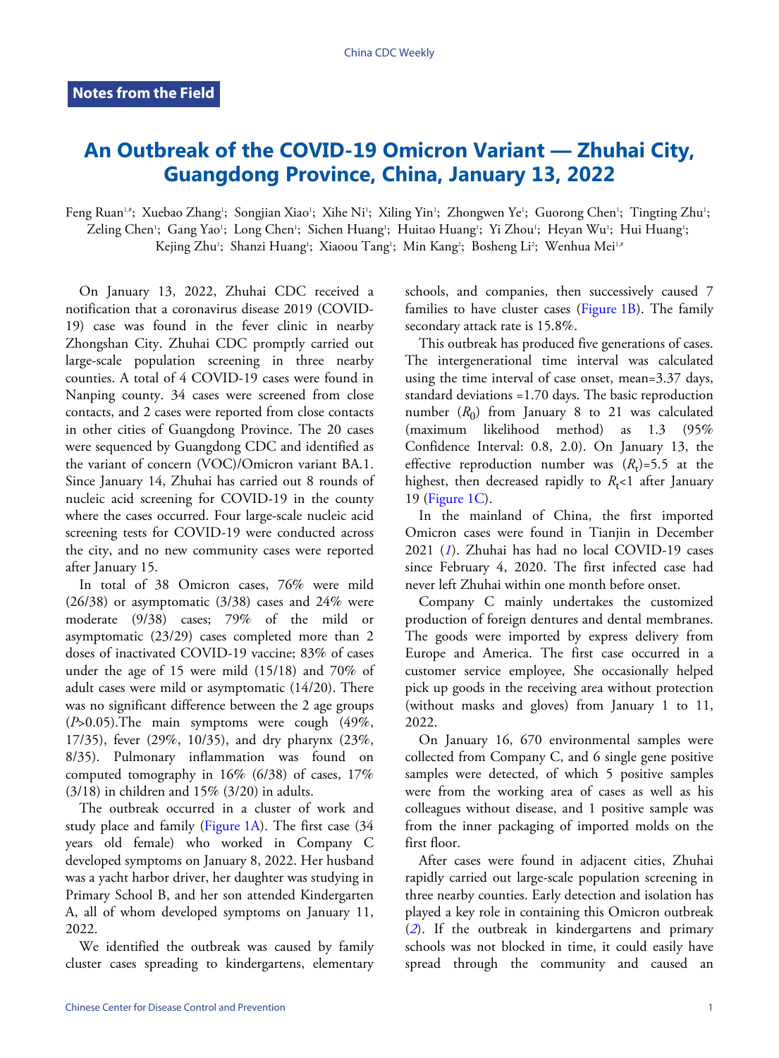Notes from the Field

# An Outbreak of the COVID-19 Omicron Variant — Zhuhai City, Guangdong Province, China, January 13, 2022

Feng Ruan[1,#]; Xuebao Zhang[1]; Songjian Xiao[1]; Xihe Ni[1]; Xiling Yin[1]; Zhongwen Ye[1]; Guorong Chen[1]; Tingting Zhu[1]; Zeling Chen[1]; Gang Yao[1]; Long Chen[1]; Sichen Huang[1]; Huitao Huang[1]; Yi Zhou[1]; Heyan Wu[1]; Hui Huang[1]; Kejing Zhu[1]; Shanzi Huang[1]; Xiaoou Tang[1]; Min Kang[2]; Bosheng Li[2]; Wenhua Mei[1,#]

On January 13, 2022, Zhuhai CDC received a notification that a coronavirus disease 2019 (COVID-19) case was found in the fever clinic in nearby Zhongshan City. Zhuhai CDC promptly carried out large-scale population screening in three nearby counties. A total of 4 COVID-19 cases were found in Nanping county. 34 cases were screened from close contacts, and 2 cases were reported from close contacts in other cities of Guangdong Province. The 20 cases were sequenced by Guangdong CDC and identified as the variant of concern (VOC)/Omicron variant BA.1. Since January 14, Zhuhai has carried out 8 rounds of nucleic acid screening for COVID-19 in the county where the cases occurred. Four large-scale nucleic acid screening tests for COVID-19 were conducted across the city, and no new community cases were reported after January 15.

In total of 38 Omicron cases, 76% were mild (26/38) or asymptomatic (3/38) cases and 24% were moderate (9/38) cases; 79% of the mild or asymptomatic (23/29) cases completed more than 2 doses of inactivated COVID-19 vaccine; 83% of cases under the age of 15 were mild (15/18) and 70% of adult cases were mild or asymptomatic (14/20). There was no significant difference between the 2 age groups ($P$>0.05).The main symptoms were cough (49%, 17/35), fever (29%, 10/35), and dry pharynx (23%, 8/35). Pulmonary inflammation was found on computed tomography in 16% (6/38) of cases, 17% (3/18) in children and 15% (3/20) in adults.

The outbreak occurred in a cluster of work and study place and family (Figure 1A). The first case (34 years old female) who worked in Company C developed symptoms on January 8, 2022. Her husband was a yacht harbor driver, her daughter was studying in Primary School B, and her son attended Kindergarten A, all of whom developed symptoms on January 11, 2022.

We identified the outbreak was caused by family cluster cases spreading to kindergartens, elementary schools, and companies, then successively caused 7 families to have cluster cases (Figure 1B). The family secondary attack rate is 15.8%.

This outbreak has produced five generations of cases. The intergenerational time interval was calculated using the time interval of case onset, mean=3.37 days, standard deviations =1.70 days. The basic reproduction number ($R_0$) from January 8 to 21 was calculated (maximum likelihood method) as 1.3 (95% Confidence Interval: 0.8, 2.0). On January 13, the effective reproduction number was ($R_t$)=5.5 at the highest, then decreased rapidly to $R_t$<1 after January 19 (Figure 1C).

In the mainland of China, the first imported Omicron cases were found in Tianjin in December 2021 (*1*). Zhuhai has had no local COVID-19 cases since February 4, 2020. The first infected case had never left Zhuhai within one month before onset.

Company C mainly undertakes the customized production of foreign dentures and dental membranes. The goods were imported by express delivery from Europe and America. The first case occurred in a customer service employee, She occasionally helped pick up goods in the receiving area without protection (without masks and gloves) from January 1 to 11, 2022.

On January 16, 670 environmental samples were collected from Company C, and 6 single gene positive samples were detected, of which 5 positive samples were from the working area of cases as well as his colleagues without disease, and 1 positive sample was from the inner packaging of imported molds on the first floor.

After cases were found in adjacent cities, Zhuhai rapidly carried out large-scale population screening in three nearby counties. Early detection and isolation has played a key role in containing this Omicron outbreak (*2*). If the outbreak in kindergartens and primary schools was not blocked in time, it could easily have spread through the community and caused an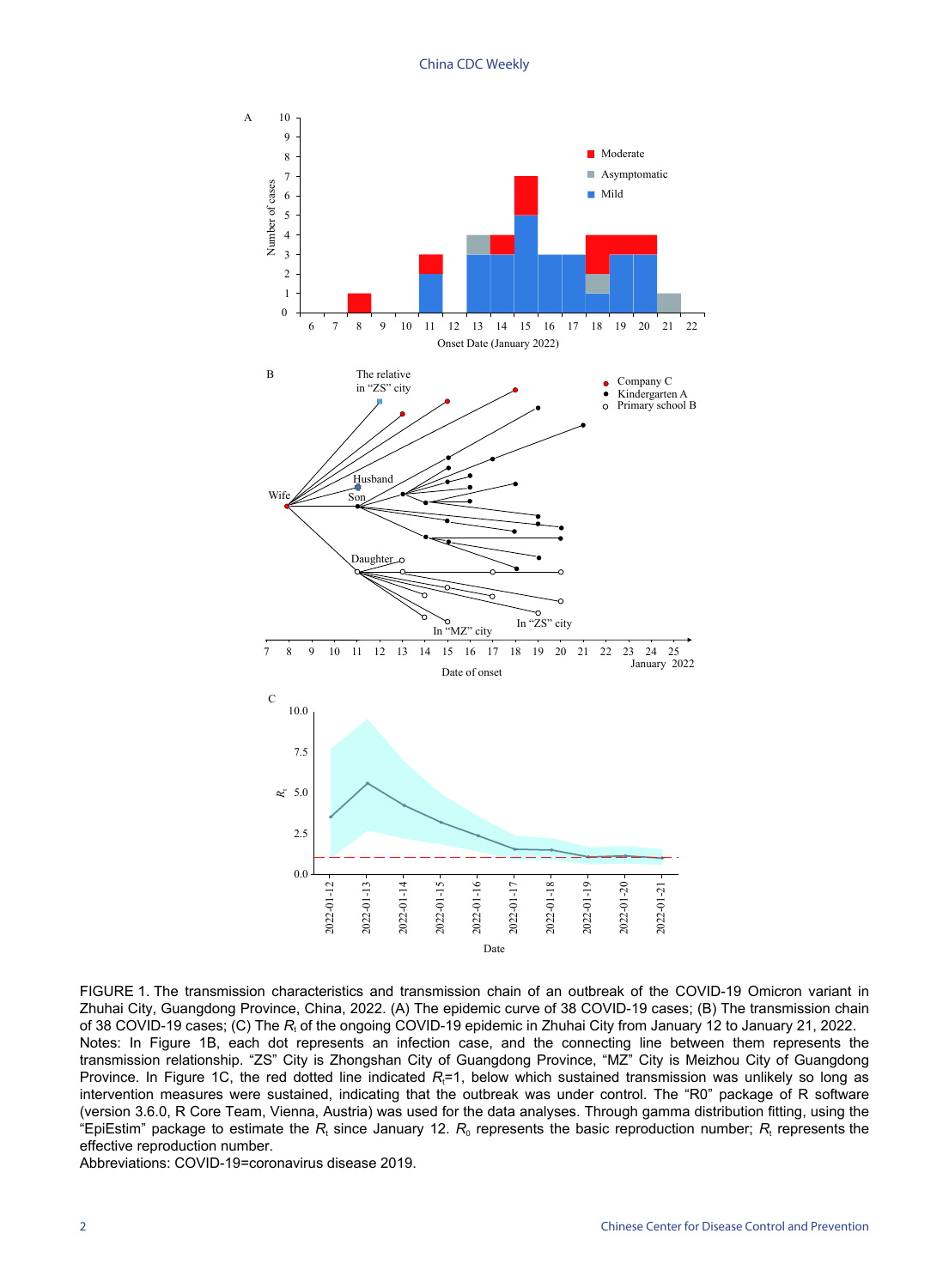FIGURE 1. The transmission characteristics and transmission chain of an outbreak of the COVID-19 Omicron variant in Zhuhai City, Guangdong Province, China, 2022. (A) The epidemic curve of 38 COVID-19 cases; (B) The transmission chain of 38 COVID-19 cases; (C) The $R_t$ of the ongoing COVID-19 epidemic in Zhuhai City from January 12 to January 21, 2022.

Notes: In Figure 1B, each dot represents an infection case, and the connecting line between them represents the transmission relationship. "ZS" City is Zhongshan City of Guangdong Province, "MZ" City is Meizhou City of Guangdong Province. In Figure 1C, the red dotted line indicated $R_t$=1, below which sustained transmission was unlikely so long as intervention measures were sustained, indicating that the outbreak was under control. The "R0" package of R software (version 3.6.0, R Core Team, Vienna, Austria) was used for the data analyses. Through gamma distribution fitting, using the "EpiEstim" package to estimate the $R_t$ since January 12. $R_0$ represents the basic reproduction number; $R_t$ represents the effective reproduction number.

Abbreviations: COVID-19=coronavirus disease 2019.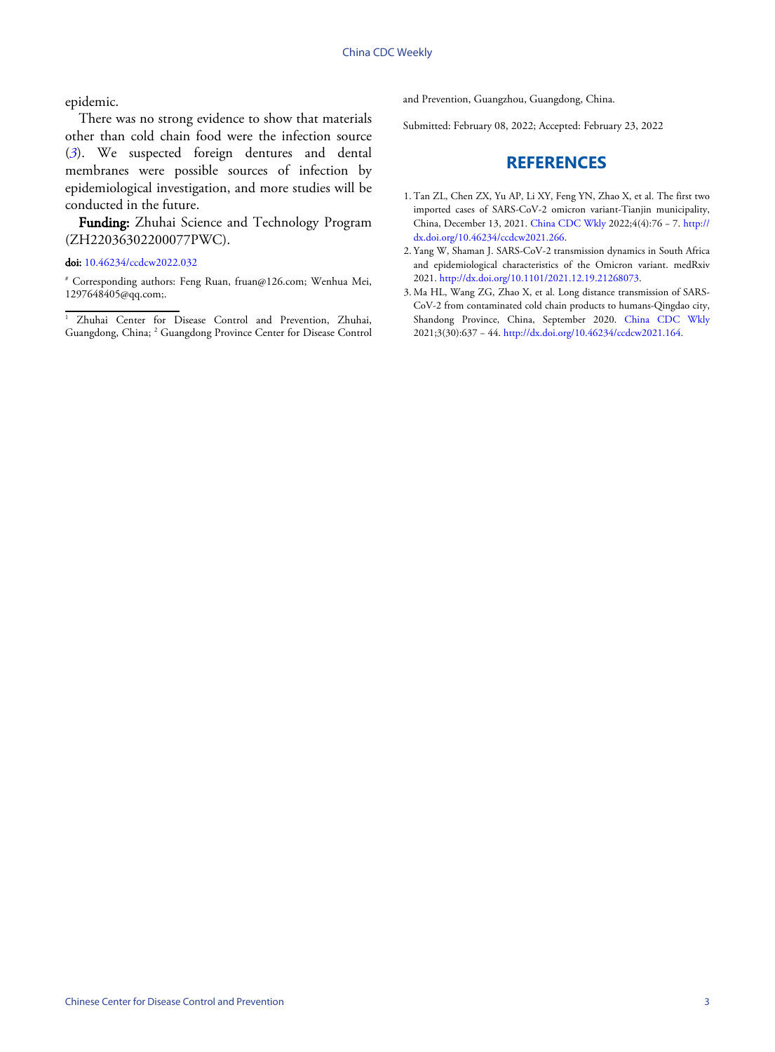epidemic.

There was no strong evidence to show that materials other than cold chain food were the infection source (*3*). We suspected foreign dentures and dental membranes were possible sources of infection by epidemiological investigation, and more studies will be conducted in the future.

**Funding:** Zhuhai Science and Technology Program (ZH22036302200077PWC).

**doi:** 10.46234/ccdcw2022.032

[#] Corresponding authors: Feng Ruan, fruan@126.com; Wenhua Mei, 1297648405@qq.com;.

[1] Zhuhai Center for Disease Control and Prevention, Zhuhai, Guangdong, China; [2] Guangdong Province Center for Disease Control and Prevention, Guangzhou, Guangdong, China.

Submitted: February 08, 2022; Accepted: February 23, 2022

## REFERENCES

1. Tan ZL, Chen ZX, Yu AP, Li XY, Feng YN, Zhao X, et al. The first two imported cases of SARS-CoV-2 omicron variant-Tianjin municipality, China, December 13, 2021. China CDC Wkly 2022;4(4):76 – 7. http://dx.doi.org/10.46234/ccdcw2021.266.
2. Yang W, Shaman J. SARS-CoV-2 transmission dynamics in South Africa and epidemiological characteristics of the Omicron variant. medRxiv 2021. http://dx.doi.org/10.1101/2021.12.19.21268073.
3. Ma HL, Wang ZG, Zhao X, et al. Long distance transmission of SARS-CoV-2 from contaminated cold chain products to humans-Qingdao city, Shandong Province, China, September 2020. China CDC Wkly 2021;3(30):637 – 44. http://dx.doi.org/10.46234/ccdcw2021.164.